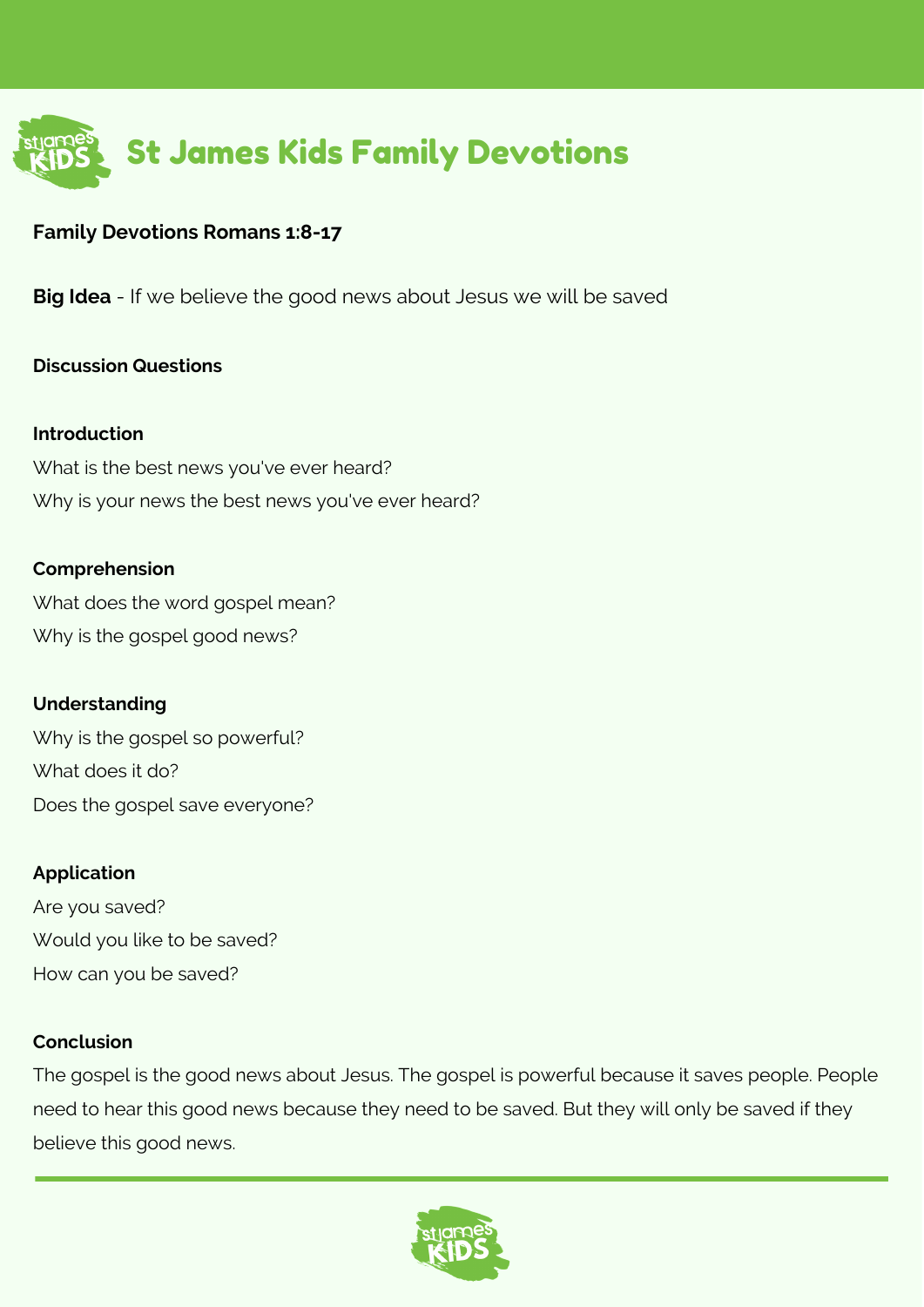# St James Kids Family Devotions

**Family Devotions Romans 1:8-17**

**Big Idea** - If we believe the good news about Jesus we will be saved

**Discussion Questions**

**Introduction**

What is the best news you've ever heard?

Why is your news the best news you've ever heard?

**Comprehension**

What does the word gospel mean?

Why is the gospel good news?

**Understanding**

Why is the gospel so powerful?

What does it do?

Does the gospel save everyone?

**Application**

Are you saved?

Would you like to be saved?

How can you be saved?

**Conclusion**

The gospel is the good news about Jesus. The gospel is powerful because it saves people. People need to hear this good news because they need to be saved. But they will only be saved if they believe this good news.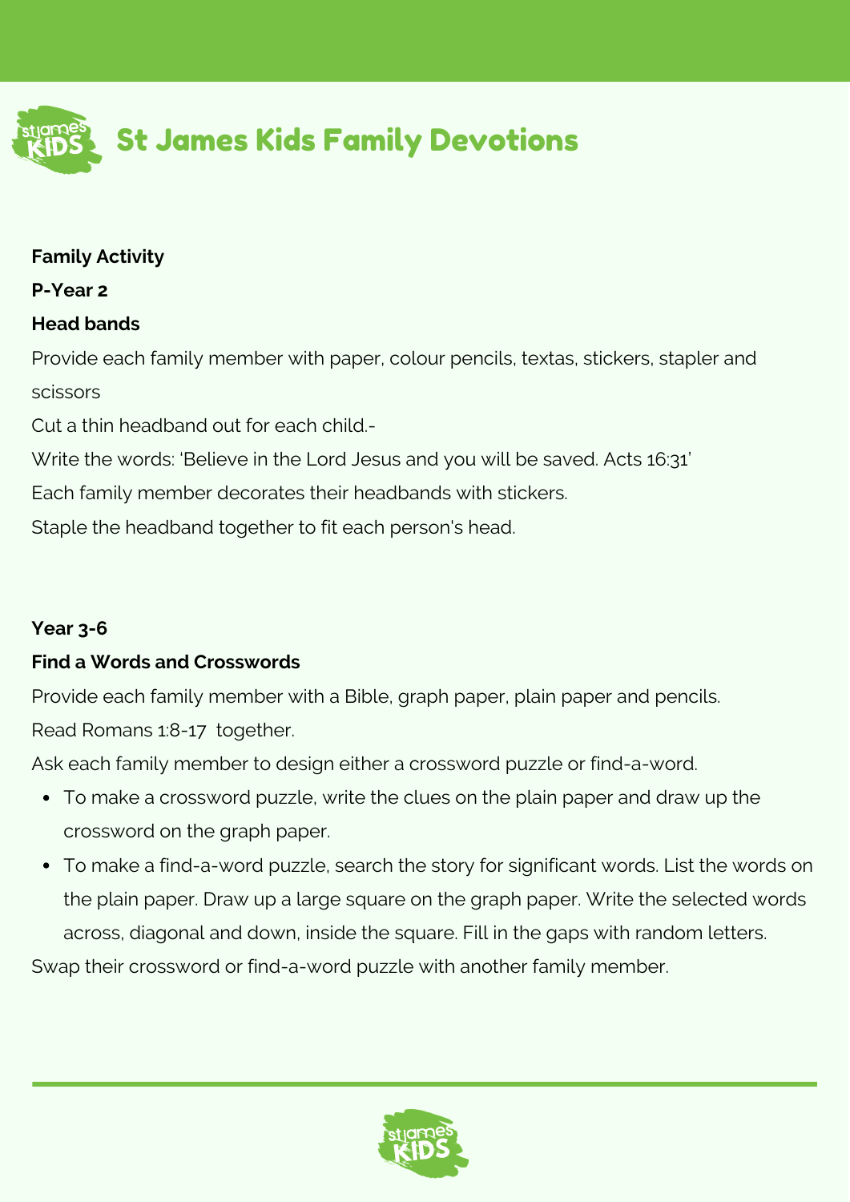# St James Kids Family Devotions

**Family Activity**

**P-Year 2**

**Head bands**

Provide each family member with paper, colour pencils, textas, stickers, stapler and scissors

Cut a thin headband out for each child.-

Write the words: 'Believe in the Lord Jesus and you will be saved. Acts 16:31'

Each family member decorates their headbands with stickers.

Staple the headband together to fit each person's head.

**Year 3-6**

**Find a Words and Crosswords**

Provide each family member with a Bible, graph paper, plain paper and pencils.

Read Romans 1:8-17 together.

Ask each family member to design either a crossword puzzle or find-a-word.

- To make a crossword puzzle, write the clues on the plain paper and draw up the crossword on the graph paper.
- To make a find-a-word puzzle, search the story for significant words. List the words on the plain paper. Draw up a large square on the graph paper. Write the selected words across, diagonal and down, inside the square. Fill in the gaps with random letters.

Swap their crossword or find-a-word puzzle with another family member.